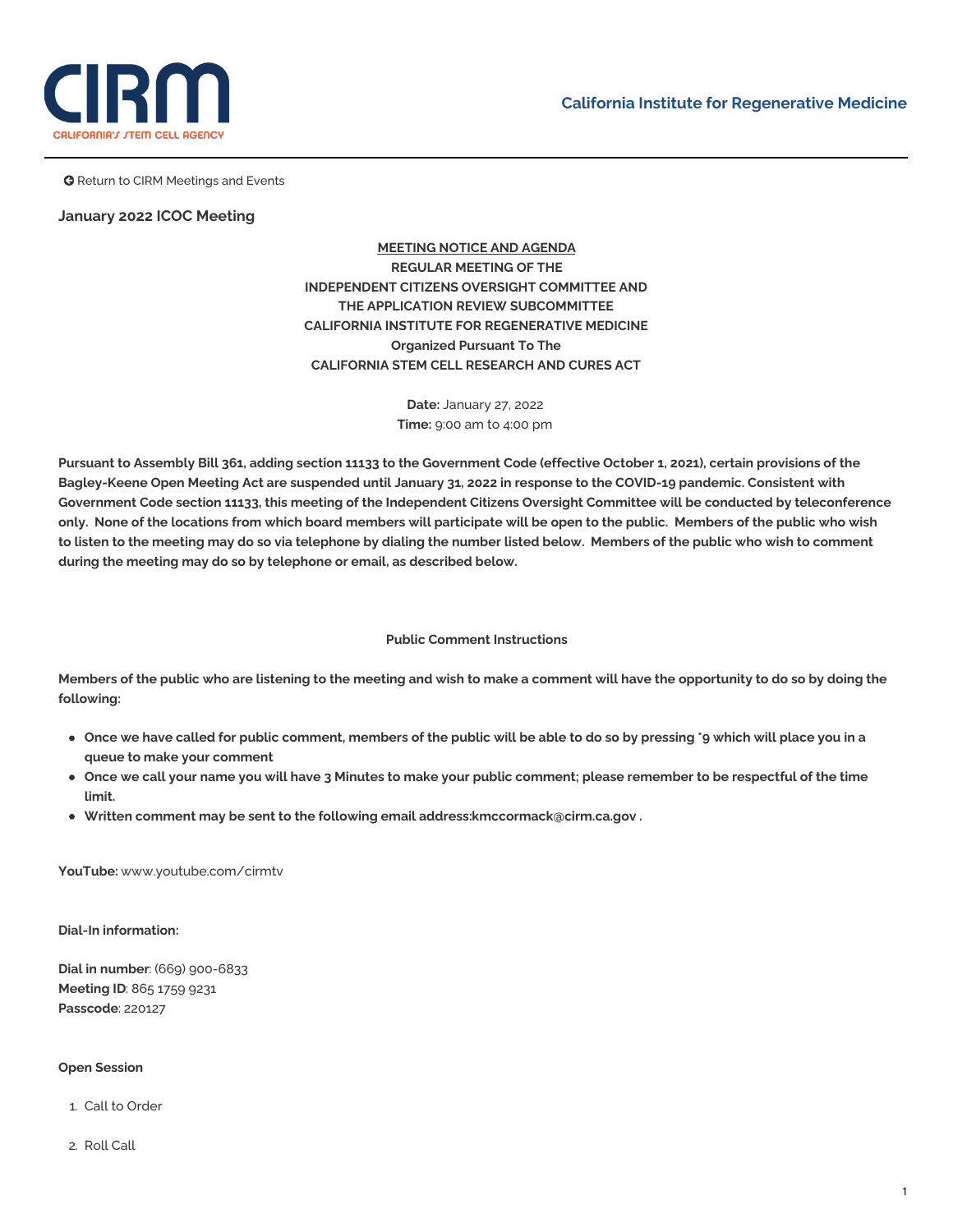CIRM

CALIFORNIA'S STEM CELL AGENCY

California Institute for Regenerative Medicine

Return to CIRM Meetings and Events

## January 2022 ICOC Meeting

**MEETING NOTICE AND AGENDA**
**REGULAR MEETING OF THE**
**INDEPENDENT CITIZENS OVERSIGHT COMMITTEE AND**
**THE APPLICATION REVIEW SUBCOMMITTEE**
**CALIFORNIA INSTITUTE FOR REGENERATIVE MEDICINE**
**Organized Pursuant To The**
**CALIFORNIA STEM CELL RESEARCH AND CURES ACT**

**Date:** January 27, 2022
**Time:** 9:00 am to 4:00 pm

**Pursuant to Assembly Bill 361, adding section 11133 to the Government Code (effective October 1, 2021), certain provisions of the Bagley-Keene Open Meeting Act are suspended until January 31, 2022 in response to the COVID-19 pandemic. Consistent with Government Code section 11133, this meeting of the Independent Citizens Oversight Committee will be conducted by teleconference only. None of the locations from which board members will participate will be open to the public. Members of the public who wish to listen to the meeting may do so via telephone by dialing the number listed below. Members of the public who wish to comment during the meeting may do so by telephone or email, as described below.**

**Public Comment Instructions**

**Members of the public who are listening to the meeting and wish to make a comment will have the opportunity to do so by doing the following:**

- **Once we have called for public comment, members of the public will be able to do so by pressing *9 which will place you in a queue to make your comment**
- **Once we call your name you will have 3 Minutes to make your public comment; please remember to be respectful of the time limit.**
- **Written comment may be sent to the following email address:kmccormack@cirm.ca.gov .**

**YouTube:** www.youtube.com/cirmtv

**Dial-In information:**

**Dial in number**: (669) 900-6833
**Meeting ID**: 865 1759 9231
**Passcode**: 220127

**Open Session**

1. Call to Order
2. Roll Call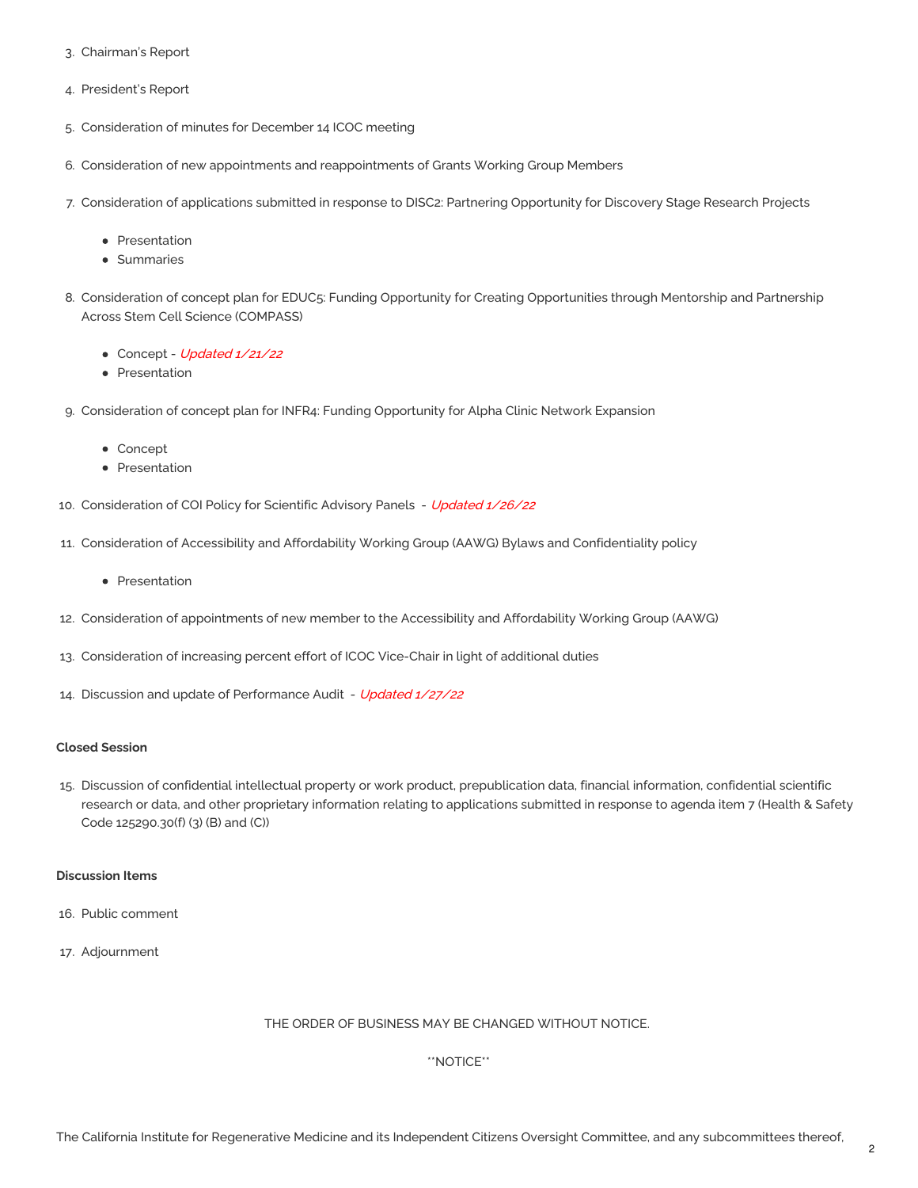3. Chairman's Report

4. President's Report

5. Consideration of minutes for December 14 ICOC meeting

6. Consideration of new appointments and reappointments of Grants Working Group Members

7. Consideration of applications submitted in response to DISC2: Partnering Opportunity for Discovery Stage Research Projects
   - Presentation
   - Summaries

8. Consideration of concept plan for EDUC5: Funding Opportunity for Creating Opportunities through Mentorship and Partnership Across Stem Cell Science (COMPASS)
   - Concept - *Updated 1/21/22*
   - Presentation

9. Consideration of concept plan for INFR4: Funding Opportunity for Alpha Clinic Network Expansion
   - Concept
   - Presentation

10. Consideration of COI Policy for Scientific Advisory Panels - *Updated 1/26/22*

11. Consideration of Accessibility and Affordability Working Group (AAWG) Bylaws and Confidentiality policy
    - Presentation

12. Consideration of appointments of new member to the Accessibility and Affordability Working Group (AAWG)

13. Consideration of increasing percent effort of ICOC Vice-Chair in light of additional duties

14. Discussion and update of Performance Audit - *Updated 1/27/22*

**Closed Session**

15. Discussion of confidential intellectual property or work product, prepublication data, financial information, confidential scientific research or data, and other proprietary information relating to applications submitted in response to agenda item 7 (Health & Safety Code 125290.30(f) (3) (B) and (C))

**Discussion Items**

16. Public comment

17. Adjournment

THE ORDER OF BUSINESS MAY BE CHANGED WITHOUT NOTICE.

**NOTICE**

The California Institute for Regenerative Medicine and its Independent Citizens Oversight Committee, and any subcommittees thereof,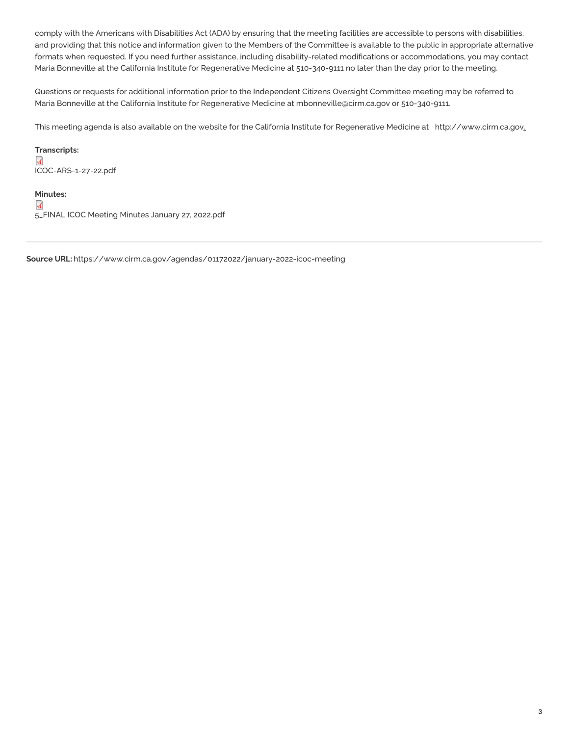comply with the Americans with Disabilities Act (ADA) by ensuring that the meeting facilities are accessible to persons with disabilities, and providing that this notice and information given to the Members of the Committee is available to the public in appropriate alternative formats when requested. If you need further assistance, including disability-related modifications or accommodations, you may contact Maria Bonneville at the California Institute for Regenerative Medicine at 510-340-9111 no later than the day prior to the meeting.

Questions or requests for additional information prior to the Independent Citizens Oversight Committee meeting may be referred to Maria Bonneville at the California Institute for Regenerative Medicine at mbonneville@cirm.ca.gov or 510-340-9111.

This meeting agenda is also available on the website for the California Institute for Regenerative Medicine at http://www.cirm.ca.gov.

**Transcripts:**

ICOC-ARS-1-27-22.pdf

**Minutes:**

5_FINAL ICOC Meeting Minutes January 27, 2022.pdf

---

**Source URL:** https://www.cirm.ca.gov/agendas/01172022/january-2022-icoc-meeting